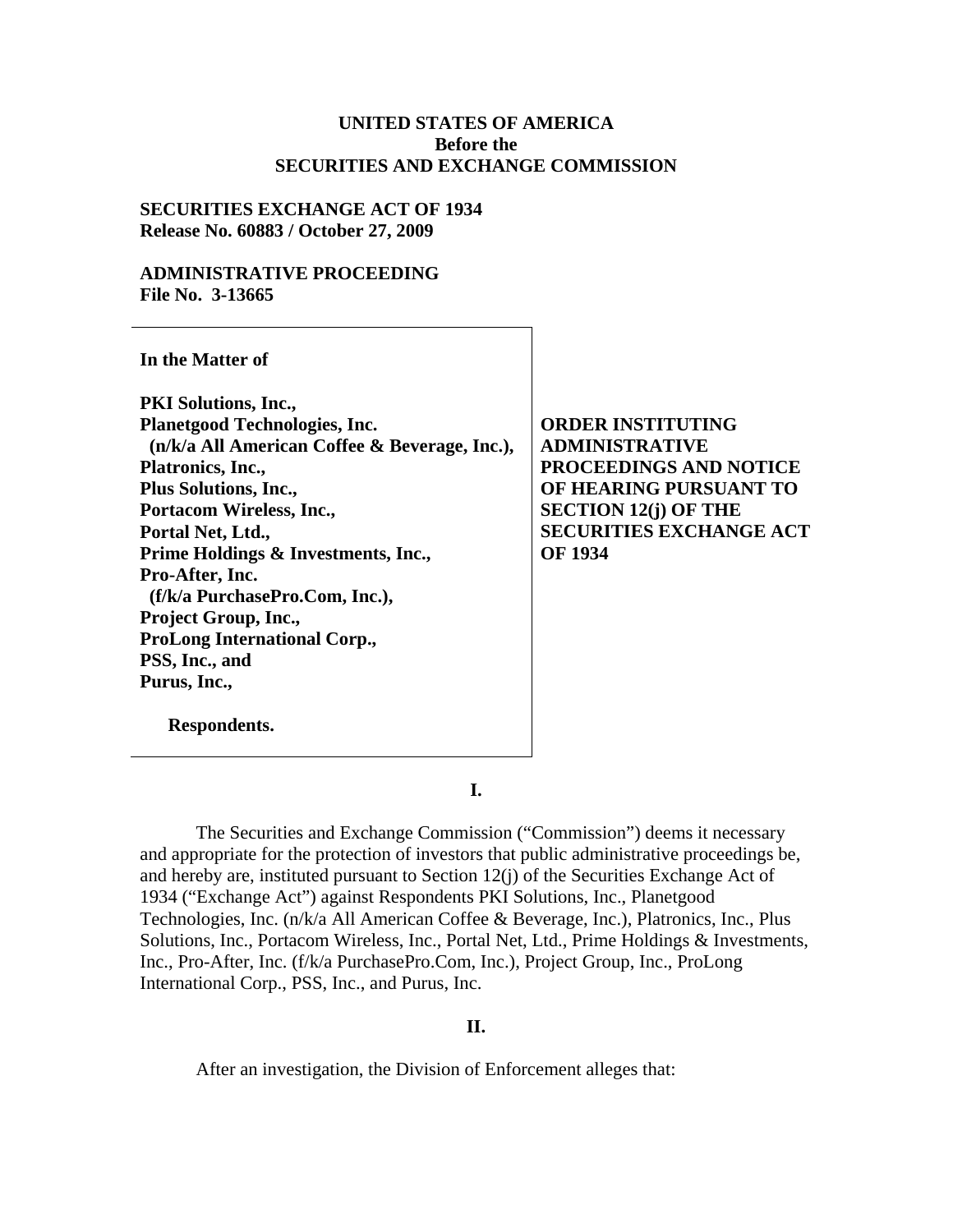**UNITED STATES OF AMERICA**
**Before the**
**SECURITIES AND EXCHANGE COMMISSION**

**SECURITIES EXCHANGE ACT OF 1934**
**Release No. 60883 / October 27, 2009**

**ADMINISTRATIVE PROCEEDING**
**File No. 3-13665**

**In the Matter of**

**PKI Solutions, Inc.,**
**Planetgood Technologies, Inc.**
**(n/k/a All American Coffee & Beverage, Inc.),**
**Platronics, Inc.,**
**Plus Solutions, Inc.,**
**Portacom Wireless, Inc.,**
**Portal Net, Ltd.,**
**Prime Holdings & Investments, Inc.,**
**Pro-After, Inc.**
**(f/k/a PurchasePro.Com, Inc.),**
**Project Group, Inc.,**
**ProLong International Corp.,**
**PSS, Inc., and**
**Purus, Inc.,**

**Respondents.**

**ORDER INSTITUTING ADMINISTRATIVE PROCEEDINGS AND NOTICE OF HEARING PURSUANT TO SECTION 12(j) OF THE SECURITIES EXCHANGE ACT OF 1934**

**I.**

The Securities and Exchange Commission ("Commission") deems it necessary and appropriate for the protection of investors that public administrative proceedings be, and hereby are, instituted pursuant to Section 12(j) of the Securities Exchange Act of 1934 ("Exchange Act") against Respondents PKI Solutions, Inc., Planetgood Technologies, Inc. (n/k/a All American Coffee & Beverage, Inc.), Platronics, Inc., Plus Solutions, Inc., Portacom Wireless, Inc., Portal Net, Ltd., Prime Holdings & Investments, Inc., Pro-After, Inc. (f/k/a PurchasePro.Com, Inc.), Project Group, Inc., ProLong International Corp., PSS, Inc., and Purus, Inc.

**II.**

After an investigation, the Division of Enforcement alleges that: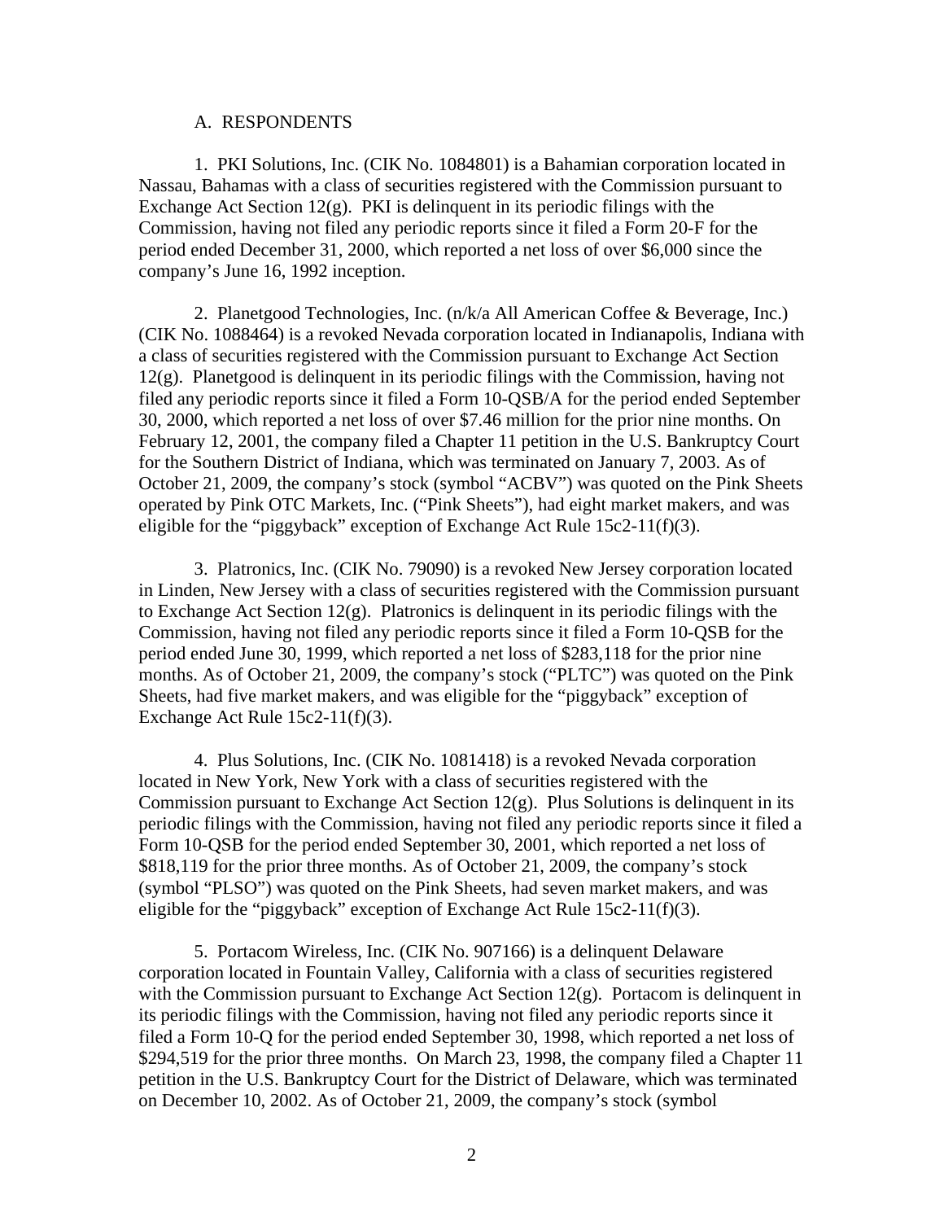A. RESPONDENTS

1. PKI Solutions, Inc. (CIK No. 1084801) is a Bahamian corporation located in Nassau, Bahamas with a class of securities registered with the Commission pursuant to Exchange Act Section 12(g). PKI is delinquent in its periodic filings with the Commission, having not filed any periodic reports since it filed a Form 20-F for the period ended December 31, 2000, which reported a net loss of over $6,000 since the company's June 16, 1992 inception.

2. Planetgood Technologies, Inc. (n/k/a All American Coffee & Beverage, Inc.) (CIK No. 1088464) is a revoked Nevada corporation located in Indianapolis, Indiana with a class of securities registered with the Commission pursuant to Exchange Act Section 12(g). Planetgood is delinquent in its periodic filings with the Commission, having not filed any periodic reports since it filed a Form 10-QSB/A for the period ended September 30, 2000, which reported a net loss of over $7.46 million for the prior nine months. On February 12, 2001, the company filed a Chapter 11 petition in the U.S. Bankruptcy Court for the Southern District of Indiana, which was terminated on January 7, 2003. As of October 21, 2009, the company's stock (symbol "ACBV") was quoted on the Pink Sheets operated by Pink OTC Markets, Inc. ("Pink Sheets"), had eight market makers, and was eligible for the "piggyback" exception of Exchange Act Rule 15c2-11(f)(3).

3. Platronics, Inc. (CIK No. 79090) is a revoked New Jersey corporation located in Linden, New Jersey with a class of securities registered with the Commission pursuant to Exchange Act Section 12(g). Platronics is delinquent in its periodic filings with the Commission, having not filed any periodic reports since it filed a Form 10-QSB for the period ended June 30, 1999, which reported a net loss of $283,118 for the prior nine months. As of October 21, 2009, the company's stock ("PLTC") was quoted on the Pink Sheets, had five market makers, and was eligible for the "piggyback" exception of Exchange Act Rule 15c2-11(f)(3).

4. Plus Solutions, Inc. (CIK No. 1081418) is a revoked Nevada corporation located in New York, New York with a class of securities registered with the Commission pursuant to Exchange Act Section 12(g). Plus Solutions is delinquent in its periodic filings with the Commission, having not filed any periodic reports since it filed a Form 10-QSB for the period ended September 30, 2001, which reported a net loss of $818,119 for the prior three months. As of October 21, 2009, the company's stock (symbol "PLSO") was quoted on the Pink Sheets, had seven market makers, and was eligible for the "piggyback" exception of Exchange Act Rule 15c2-11(f)(3).

5. Portacom Wireless, Inc. (CIK No. 907166) is a delinquent Delaware corporation located in Fountain Valley, California with a class of securities registered with the Commission pursuant to Exchange Act Section 12(g). Portacom is delinquent in its periodic filings with the Commission, having not filed any periodic reports since it filed a Form 10-Q for the period ended September 30, 1998, which reported a net loss of $294,519 for the prior three months. On March 23, 1998, the company filed a Chapter 11 petition in the U.S. Bankruptcy Court for the District of Delaware, which was terminated on December 10, 2002. As of October 21, 2009, the company's stock (symbol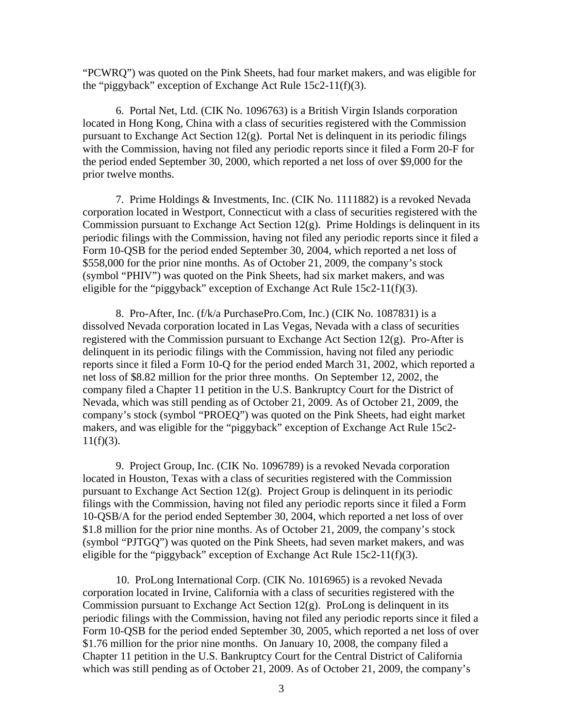"PCWRQ") was quoted on the Pink Sheets, had four market makers, and was eligible for the "piggyback" exception of Exchange Act Rule 15c2-11(f)(3).

6. Portal Net, Ltd. (CIK No. 1096763) is a British Virgin Islands corporation located in Hong Kong, China with a class of securities registered with the Commission pursuant to Exchange Act Section 12(g). Portal Net is delinquent in its periodic filings with the Commission, having not filed any periodic reports since it filed a Form 20-F for the period ended September 30, 2000, which reported a net loss of over $9,000 for the prior twelve months.

7. Prime Holdings & Investments, Inc. (CIK No. 1111882) is a revoked Nevada corporation located in Westport, Connecticut with a class of securities registered with the Commission pursuant to Exchange Act Section 12(g). Prime Holdings is delinquent in its periodic filings with the Commission, having not filed any periodic reports since it filed a Form 10-QSB for the period ended September 30, 2004, which reported a net loss of $558,000 for the prior nine months. As of October 21, 2009, the company's stock (symbol "PHIV") was quoted on the Pink Sheets, had six market makers, and was eligible for the "piggyback" exception of Exchange Act Rule 15c2-11(f)(3).

8. Pro-After, Inc. (f/k/a PurchasePro.Com, Inc.) (CIK No. 1087831) is a dissolved Nevada corporation located in Las Vegas, Nevada with a class of securities registered with the Commission pursuant to Exchange Act Section 12(g). Pro-After is delinquent in its periodic filings with the Commission, having not filed any periodic reports since it filed a Form 10-Q for the period ended March 31, 2002, which reported a net loss of $8.82 million for the prior three months. On September 12, 2002, the company filed a Chapter 11 petition in the U.S. Bankruptcy Court for the District of Nevada, which was still pending as of October 21, 2009. As of October 21, 2009, the company's stock (symbol "PROEQ") was quoted on the Pink Sheets, had eight market makers, and was eligible for the "piggyback" exception of Exchange Act Rule 15c2-11(f)(3).

9. Project Group, Inc. (CIK No. 1096789) is a revoked Nevada corporation located in Houston, Texas with a class of securities registered with the Commission pursuant to Exchange Act Section 12(g). Project Group is delinquent in its periodic filings with the Commission, having not filed any periodic reports since it filed a Form 10-QSB/A for the period ended September 30, 2004, which reported a net loss of over $1.8 million for the prior nine months. As of October 21, 2009, the company's stock (symbol "PJTGQ") was quoted on the Pink Sheets, had seven market makers, and was eligible for the "piggyback" exception of Exchange Act Rule 15c2-11(f)(3).

10. ProLong International Corp. (CIK No. 1016965) is a revoked Nevada corporation located in Irvine, California with a class of securities registered with the Commission pursuant to Exchange Act Section 12(g). ProLong is delinquent in its periodic filings with the Commission, having not filed any periodic reports since it filed a Form 10-QSB for the period ended September 30, 2005, which reported a net loss of over $1.76 million for the prior nine months. On January 10, 2008, the company filed a Chapter 11 petition in the U.S. Bankruptcy Court for the Central District of California which was still pending as of October 21, 2009. As of October 21, 2009, the company's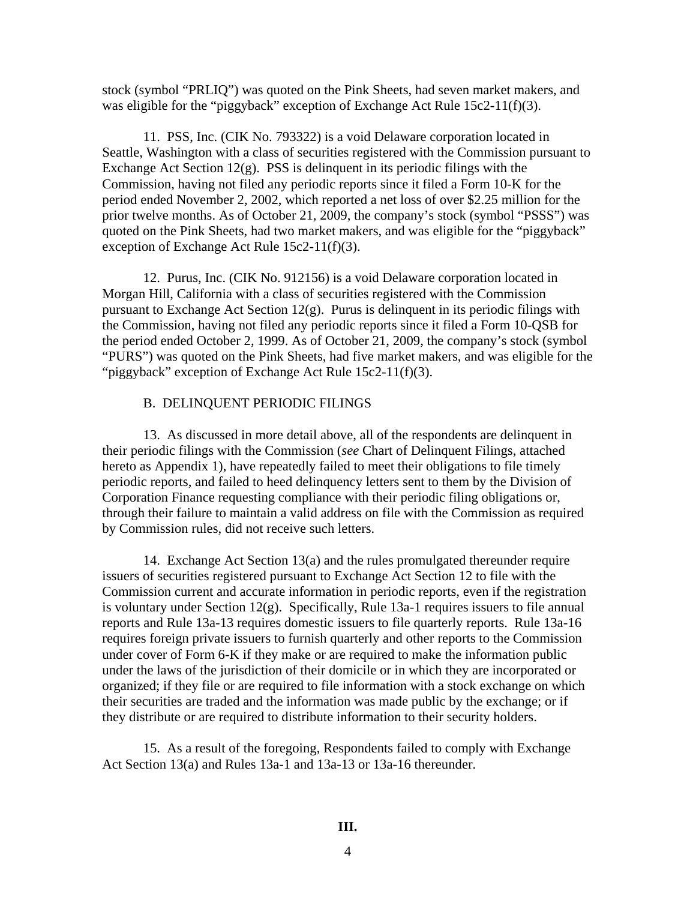stock (symbol "PRLIQ") was quoted on the Pink Sheets, had seven market makers, and was eligible for the "piggyback" exception of Exchange Act Rule 15c2-11(f)(3).

11. PSS, Inc. (CIK No. 793322) is a void Delaware corporation located in Seattle, Washington with a class of securities registered with the Commission pursuant to Exchange Act Section 12(g). PSS is delinquent in its periodic filings with the Commission, having not filed any periodic reports since it filed a Form 10-K for the period ended November 2, 2002, which reported a net loss of over $2.25 million for the prior twelve months. As of October 21, 2009, the company's stock (symbol "PSSS") was quoted on the Pink Sheets, had two market makers, and was eligible for the "piggyback" exception of Exchange Act Rule 15c2-11(f)(3).

12. Purus, Inc. (CIK No. 912156) is a void Delaware corporation located in Morgan Hill, California with a class of securities registered with the Commission pursuant to Exchange Act Section 12(g). Purus is delinquent in its periodic filings with the Commission, having not filed any periodic reports since it filed a Form 10-QSB for the period ended October 2, 1999. As of October 21, 2009, the company's stock (symbol "PURS") was quoted on the Pink Sheets, had five market makers, and was eligible for the "piggyback" exception of Exchange Act Rule 15c2-11(f)(3).

B. DELINQUENT PERIODIC FILINGS

13. As discussed in more detail above, all of the respondents are delinquent in their periodic filings with the Commission (*see* Chart of Delinquent Filings, attached hereto as Appendix 1), have repeatedly failed to meet their obligations to file timely periodic reports, and failed to heed delinquency letters sent to them by the Division of Corporation Finance requesting compliance with their periodic filing obligations or, through their failure to maintain a valid address on file with the Commission as required by Commission rules, did not receive such letters.

14. Exchange Act Section 13(a) and the rules promulgated thereunder require issuers of securities registered pursuant to Exchange Act Section 12 to file with the Commission current and accurate information in periodic reports, even if the registration is voluntary under Section 12(g). Specifically, Rule 13a-1 requires issuers to file annual reports and Rule 13a-13 requires domestic issuers to file quarterly reports. Rule 13a-16 requires foreign private issuers to furnish quarterly and other reports to the Commission under cover of Form 6-K if they make or are required to make the information public under the laws of the jurisdiction of their domicile or in which they are incorporated or organized; if they file or are required to file information with a stock exchange on which their securities are traded and the information was made public by the exchange; or if they distribute or are required to distribute information to their security holders.

15. As a result of the foregoing, Respondents failed to comply with Exchange Act Section 13(a) and Rules 13a-1 and 13a-13 or 13a-16 thereunder.

**III.**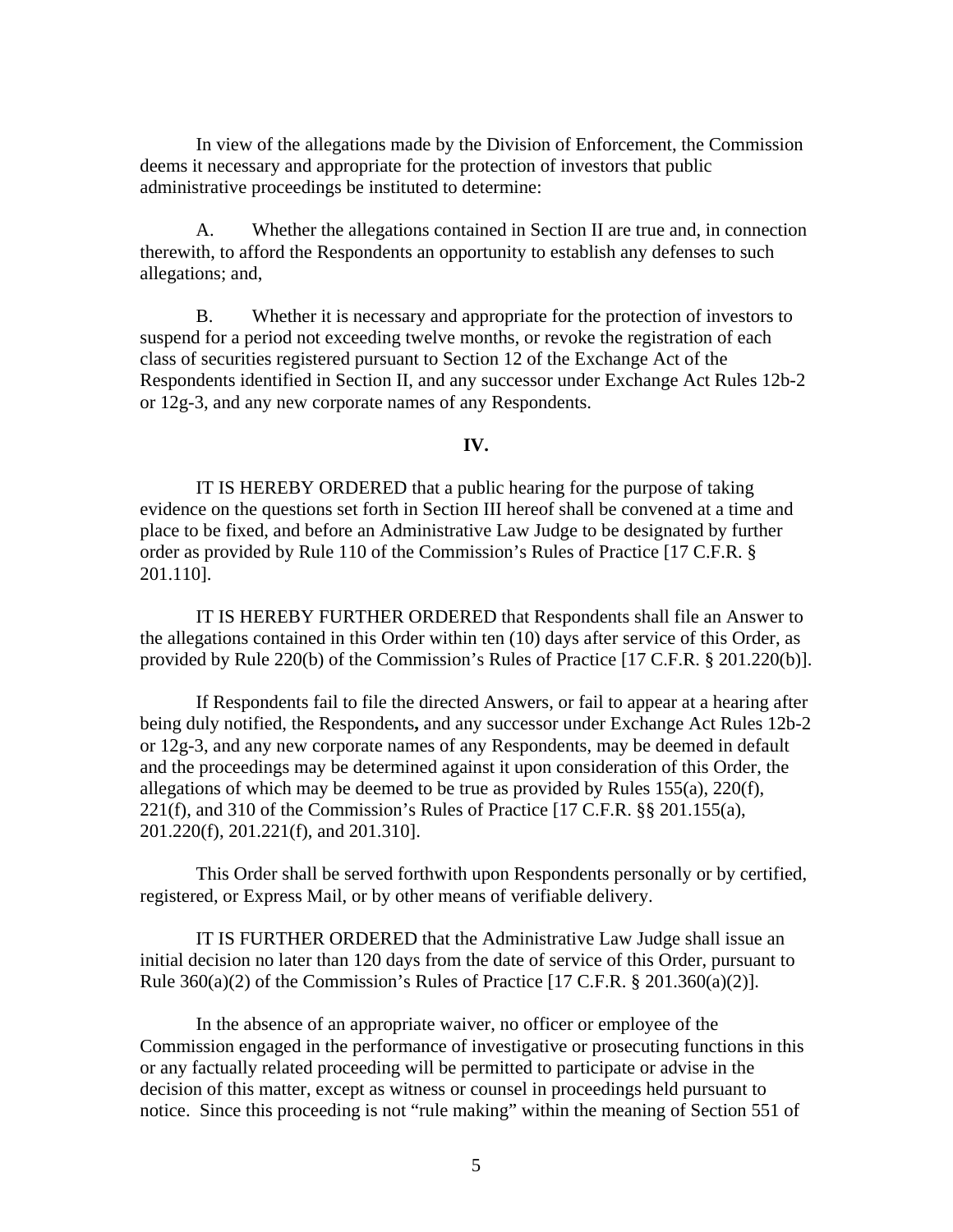In view of the allegations made by the Division of Enforcement, the Commission deems it necessary and appropriate for the protection of investors that public administrative proceedings be instituted to determine:

A. Whether the allegations contained in Section II are true and, in connection therewith, to afford the Respondents an opportunity to establish any defenses to such allegations; and,

B. Whether it is necessary and appropriate for the protection of investors to suspend for a period not exceeding twelve months, or revoke the registration of each class of securities registered pursuant to Section 12 of the Exchange Act of the Respondents identified in Section II, and any successor under Exchange Act Rules 12b-2 or 12g-3, and any new corporate names of any Respondents.

## IV.

IT IS HEREBY ORDERED that a public hearing for the purpose of taking evidence on the questions set forth in Section III hereof shall be convened at a time and place to be fixed, and before an Administrative Law Judge to be designated by further order as provided by Rule 110 of the Commission's Rules of Practice [17 C.F.R. § 201.110].

IT IS HEREBY FURTHER ORDERED that Respondents shall file an Answer to the allegations contained in this Order within ten (10) days after service of this Order, as provided by Rule 220(b) of the Commission's Rules of Practice [17 C.F.R. § 201.220(b)].

If Respondents fail to file the directed Answers, or fail to appear at a hearing after being duly notified, the Respondents**,** and any successor under Exchange Act Rules 12b-2 or 12g-3, and any new corporate names of any Respondents, may be deemed in default and the proceedings may be determined against it upon consideration of this Order, the allegations of which may be deemed to be true as provided by Rules 155(a), 220(f), 221(f), and 310 of the Commission's Rules of Practice [17 C.F.R. §§ 201.155(a), 201.220(f), 201.221(f), and 201.310].

This Order shall be served forthwith upon Respondents personally or by certified, registered, or Express Mail, or by other means of verifiable delivery.

IT IS FURTHER ORDERED that the Administrative Law Judge shall issue an initial decision no later than 120 days from the date of service of this Order, pursuant to Rule 360(a)(2) of the Commission's Rules of Practice [17 C.F.R. § 201.360(a)(2)].

In the absence of an appropriate waiver, no officer or employee of the Commission engaged in the performance of investigative or prosecuting functions in this or any factually related proceeding will be permitted to participate or advise in the decision of this matter, except as witness or counsel in proceedings held pursuant to notice. Since this proceeding is not "rule making" within the meaning of Section 551 of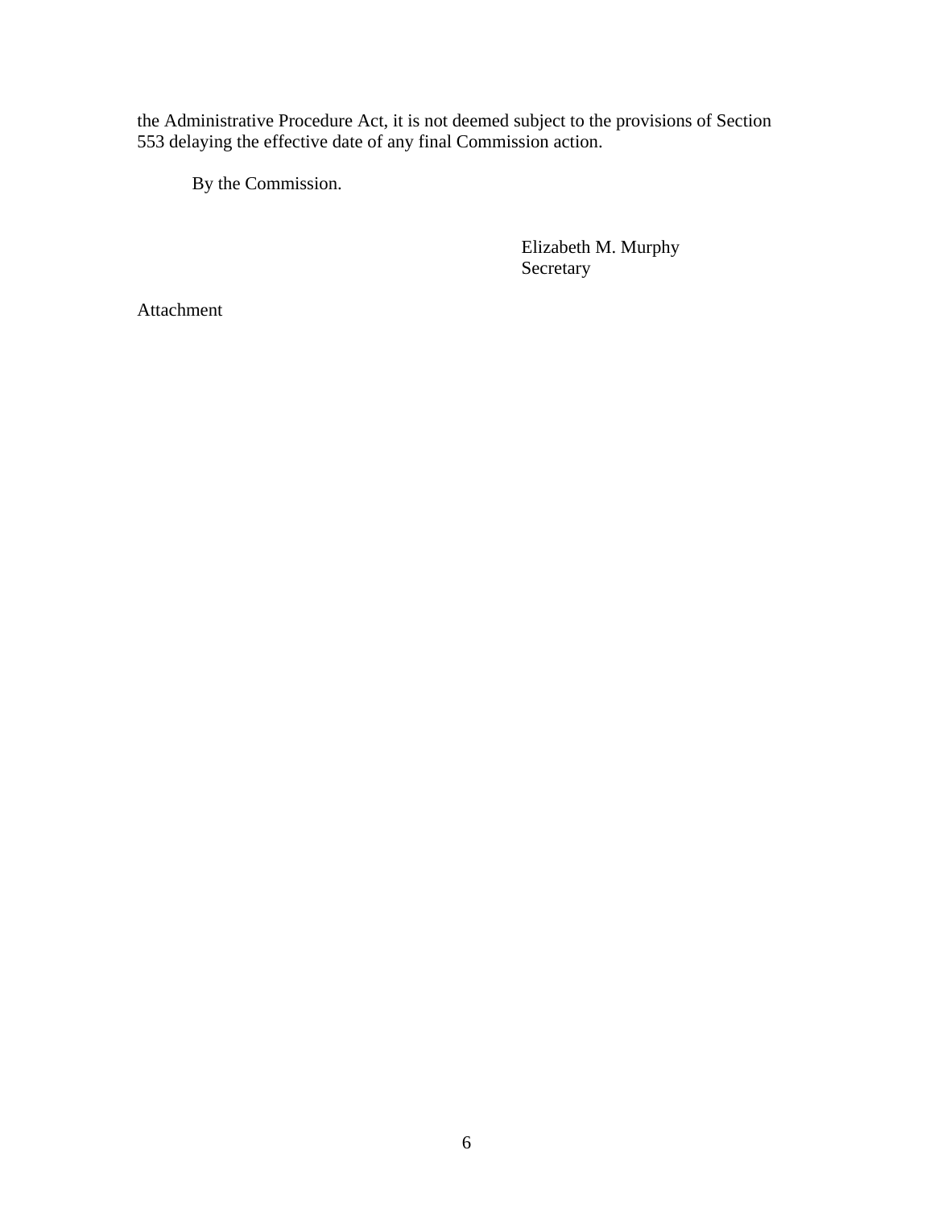the Administrative Procedure Act, it is not deemed subject to the provisions of Section 553 delaying the effective date of any final Commission action.

By the Commission.

Elizabeth M. Murphy
Secretary

Attachment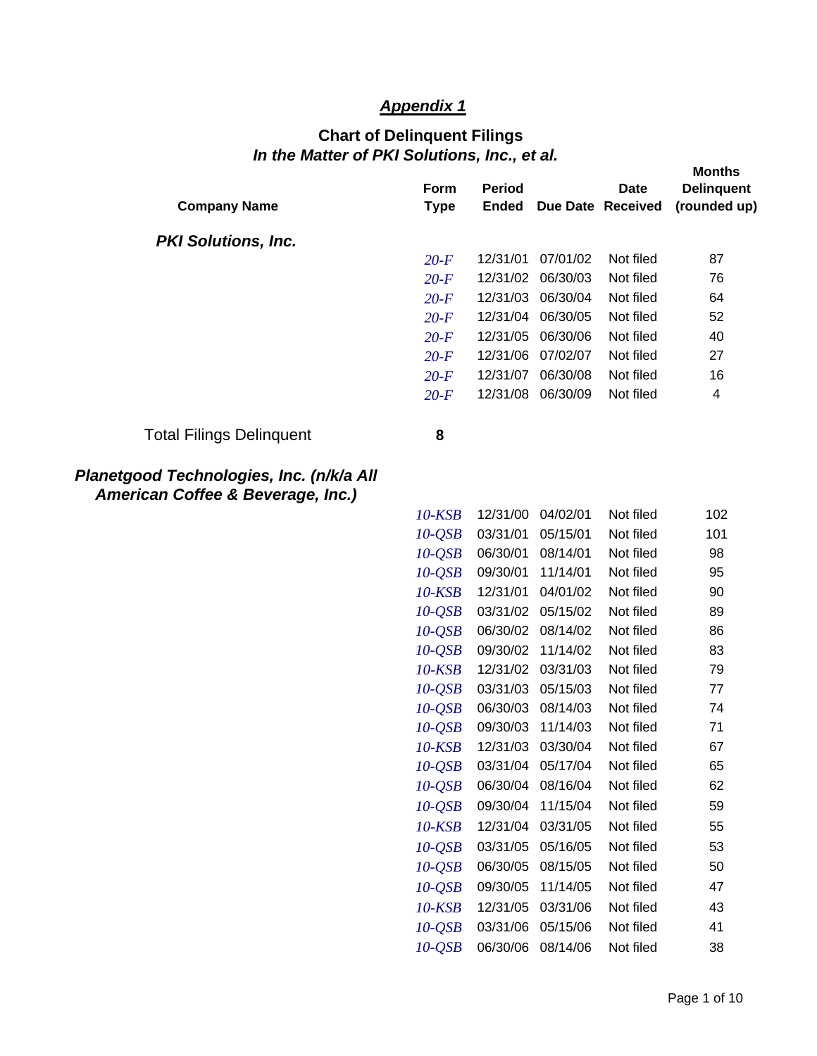## *Appendix 1*

### Chart of Delinquent Filings
### *In the Matter of PKI Solutions, Inc., et al.*

| Company Name | Form Type | Period Ended | Due Date | Date Received | Months Delinquent (rounded up) |
|---|---|---|---|---|---|
| ***PKI Solutions, Inc.*** | | | | | |
| | *20-F* | 12/31/01 | 07/01/02 | Not filed | 87 |
| | *20-F* | 12/31/02 | 06/30/03 | Not filed | 76 |
| | *20-F* | 12/31/03 | 06/30/04 | Not filed | 64 |
| | *20-F* | 12/31/04 | 06/30/05 | Not filed | 52 |
| | *20-F* | 12/31/05 | 06/30/06 | Not filed | 40 |
| | *20-F* | 12/31/06 | 07/02/07 | Not filed | 27 |
| | *20-F* | 12/31/07 | 06/30/08 | Not filed | 16 |
| | *20-F* | 12/31/08 | 06/30/09 | Not filed | 4 |
| Total Filings Delinquent | **8** | | | | |
| ***Planetgood Technologies, Inc. (n/k/a All American Coffee & Beverage, Inc.)*** | | | | | |
| | *10-KSB* | 12/31/00 | 04/02/01 | Not filed | 102 |
| | *10-QSB* | 03/31/01 | 05/15/01 | Not filed | 101 |
| | *10-QSB* | 06/30/01 | 08/14/01 | Not filed | 98 |
| | *10-QSB* | 09/30/01 | 11/14/01 | Not filed | 95 |
| | *10-KSB* | 12/31/01 | 04/01/02 | Not filed | 90 |
| | *10-QSB* | 03/31/02 | 05/15/02 | Not filed | 89 |
| | *10-QSB* | 06/30/02 | 08/14/02 | Not filed | 86 |
| | *10-QSB* | 09/30/02 | 11/14/02 | Not filed | 83 |
| | *10-KSB* | 12/31/02 | 03/31/03 | Not filed | 79 |
| | *10-QSB* | 03/31/03 | 05/15/03 | Not filed | 77 |
| | *10-QSB* | 06/30/03 | 08/14/03 | Not filed | 74 |
| | *10-QSB* | 09/30/03 | 11/14/03 | Not filed | 71 |
| | *10-KSB* | 12/31/03 | 03/30/04 | Not filed | 67 |
| | *10-QSB* | 03/31/04 | 05/17/04 | Not filed | 65 |
| | *10-QSB* | 06/30/04 | 08/16/04 | Not filed | 62 |
| | *10-QSB* | 09/30/04 | 11/15/04 | Not filed | 59 |
| | *10-KSB* | 12/31/04 | 03/31/05 | Not filed | 55 |
| | *10-QSB* | 03/31/05 | 05/16/05 | Not filed | 53 |
| | *10-QSB* | 06/30/05 | 08/15/05 | Not filed | 50 |
| | *10-QSB* | 09/30/05 | 11/14/05 | Not filed | 47 |
| | *10-KSB* | 12/31/05 | 03/31/06 | Not filed | 43 |
| | *10-QSB* | 03/31/06 | 05/15/06 | Not filed | 41 |
| | *10-QSB* | 06/30/06 | 08/14/06 | Not filed | 38 |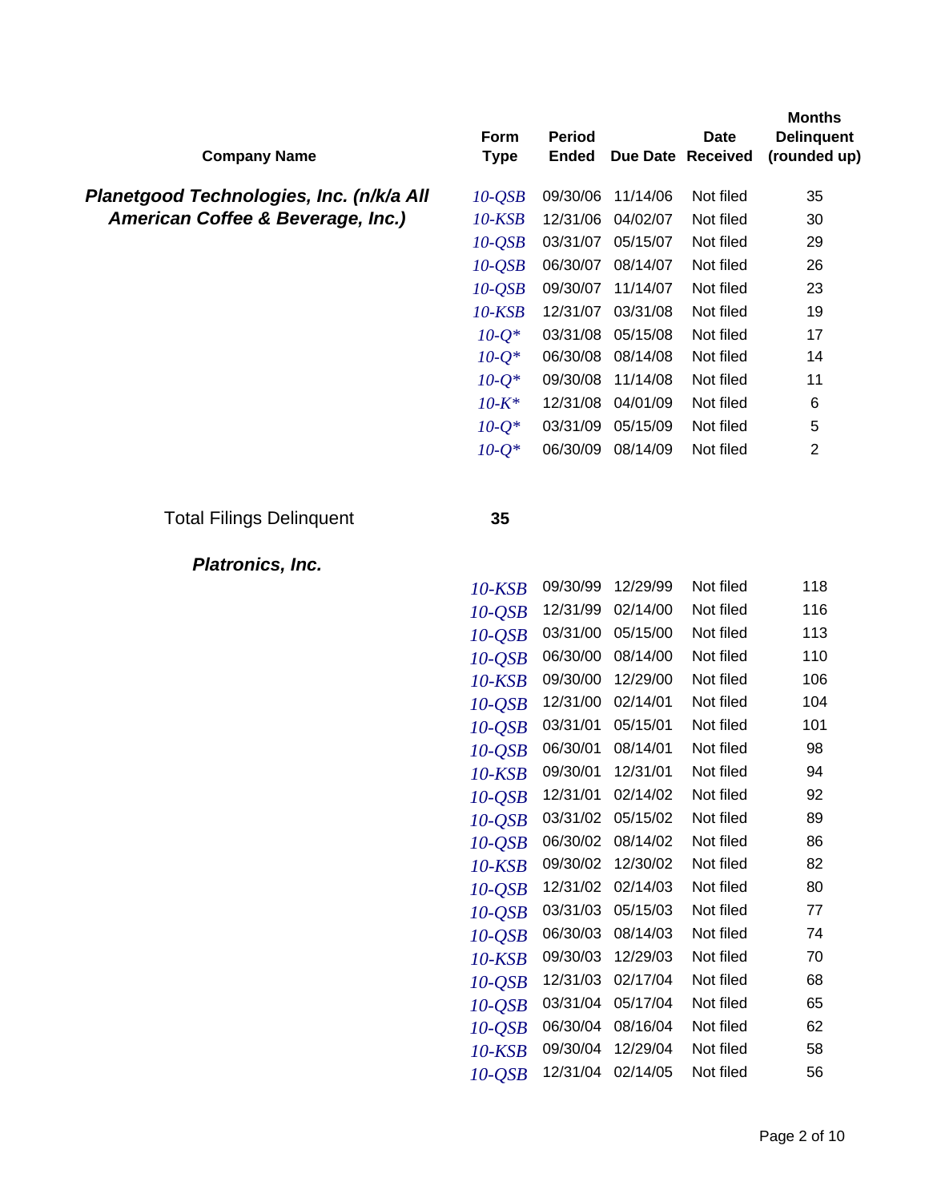| Company Name | Form Type | Period Ended | Due Date | Date Received | Months Delinquent (rounded up) |
|---|---|---|---|---|---|
| ***Planetgood Technologies, Inc. (n/k/a All American Coffee & Beverage, Inc.)*** | *10-QSB* | 09/30/06 | 11/14/06 | Not filed | 35 |
| | *10-KSB* | 12/31/06 | 04/02/07 | Not filed | 30 |
| | *10-QSB* | 03/31/07 | 05/15/07 | Not filed | 29 |
| | *10-QSB* | 06/30/07 | 08/14/07 | Not filed | 26 |
| | *10-QSB* | 09/30/07 | 11/14/07 | Not filed | 23 |
| | *10-KSB* | 12/31/07 | 03/31/08 | Not filed | 19 |
| | *10-Q** | 03/31/08 | 05/15/08 | Not filed | 17 |
| | *10-Q** | 06/30/08 | 08/14/08 | Not filed | 14 |
| | *10-Q** | 09/30/08 | 11/14/08 | Not filed | 11 |
| | *10-K** | 12/31/08 | 04/01/09 | Not filed | 6 |
| | *10-Q** | 03/31/09 | 05/15/09 | Not filed | 5 |
| | *10-Q** | 06/30/09 | 08/14/09 | Not filed | 2 |
| Total Filings Delinquent | **35** | | | | |
| ***Platronics, Inc.*** | | | | | |
| | *10-KSB* | 09/30/99 | 12/29/99 | Not filed | 118 |
| | *10-QSB* | 12/31/99 | 02/14/00 | Not filed | 116 |
| | *10-QSB* | 03/31/00 | 05/15/00 | Not filed | 113 |
| | *10-QSB* | 06/30/00 | 08/14/00 | Not filed | 110 |
| | *10-KSB* | 09/30/00 | 12/29/00 | Not filed | 106 |
| | *10-QSB* | 12/31/00 | 02/14/01 | Not filed | 104 |
| | *10-QSB* | 03/31/01 | 05/15/01 | Not filed | 101 |
| | *10-QSB* | 06/30/01 | 08/14/01 | Not filed | 98 |
| | *10-KSB* | 09/30/01 | 12/31/01 | Not filed | 94 |
| | *10-QSB* | 12/31/01 | 02/14/02 | Not filed | 92 |
| | *10-QSB* | 03/31/02 | 05/15/02 | Not filed | 89 |
| | *10-QSB* | 06/30/02 | 08/14/02 | Not filed | 86 |
| | *10-KSB* | 09/30/02 | 12/30/02 | Not filed | 82 |
| | *10-QSB* | 12/31/02 | 02/14/03 | Not filed | 80 |
| | *10-QSB* | 03/31/03 | 05/15/03 | Not filed | 77 |
| | *10-QSB* | 06/30/03 | 08/14/03 | Not filed | 74 |
| | *10-KSB* | 09/30/03 | 12/29/03 | Not filed | 70 |
| | *10-QSB* | 12/31/03 | 02/17/04 | Not filed | 68 |
| | *10-QSB* | 03/31/04 | 05/17/04 | Not filed | 65 |
| | *10-QSB* | 06/30/04 | 08/16/04 | Not filed | 62 |
| | *10-KSB* | 09/30/04 | 12/29/04 | Not filed | 58 |
| | *10-QSB* | 12/31/04 | 02/14/05 | Not filed | 56 |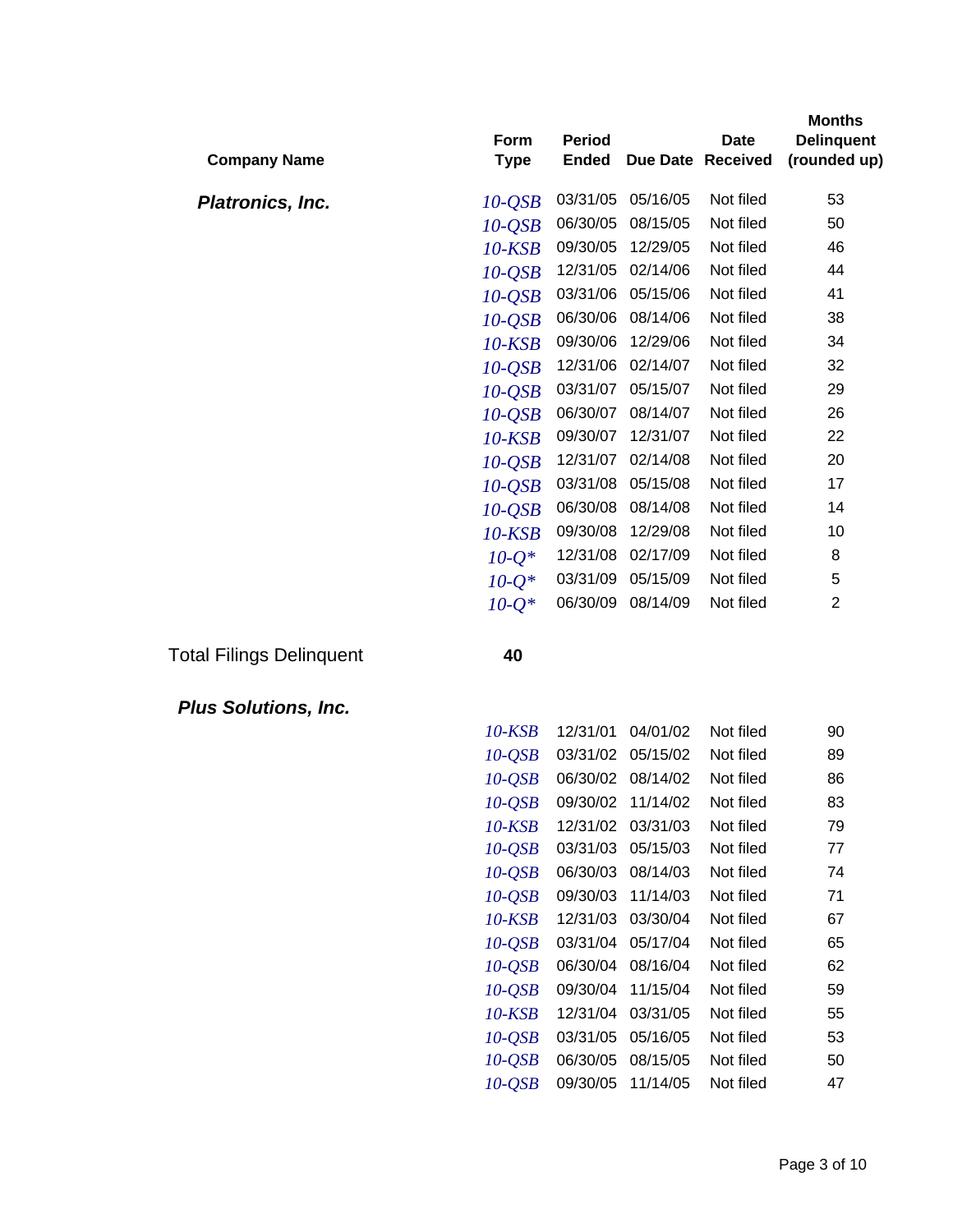| Company Name | Form Type | Period Ended | Due Date | Date Received | Months Delinquent (rounded up) |
|---|---|---|---|---|---|
| ***Platronics, Inc.*** | *10-QSB* | 03/31/05 | 05/16/05 | Not filed | 53 |
| | *10-QSB* | 06/30/05 | 08/15/05 | Not filed | 50 |
| | *10-KSB* | 09/30/05 | 12/29/05 | Not filed | 46 |
| | *10-QSB* | 12/31/05 | 02/14/06 | Not filed | 44 |
| | *10-QSB* | 03/31/06 | 05/15/06 | Not filed | 41 |
| | *10-QSB* | 06/30/06 | 08/14/06 | Not filed | 38 |
| | *10-KSB* | 09/30/06 | 12/29/06 | Not filed | 34 |
| | *10-QSB* | 12/31/06 | 02/14/07 | Not filed | 32 |
| | *10-QSB* | 03/31/07 | 05/15/07 | Not filed | 29 |
| | *10-QSB* | 06/30/07 | 08/14/07 | Not filed | 26 |
| | *10-KSB* | 09/30/07 | 12/31/07 | Not filed | 22 |
| | *10-QSB* | 12/31/07 | 02/14/08 | Not filed | 20 |
| | *10-QSB* | 03/31/08 | 05/15/08 | Not filed | 17 |
| | *10-QSB* | 06/30/08 | 08/14/08 | Not filed | 14 |
| | *10-KSB* | 09/30/08 | 12/29/08 | Not filed | 10 |
| | *10-Q** | 12/31/08 | 02/17/09 | Not filed | 8 |
| | *10-Q** | 03/31/09 | 05/15/09 | Not filed | 5 |
| | *10-Q** | 06/30/09 | 08/14/09 | Not filed | 2 |
| Total Filings Delinquent | **40** | | | | |
| ***Plus Solutions, Inc.*** | | | | | |
| | *10-KSB* | 12/31/01 | 04/01/02 | Not filed | 90 |
| | *10-QSB* | 03/31/02 | 05/15/02 | Not filed | 89 |
| | *10-QSB* | 06/30/02 | 08/14/02 | Not filed | 86 |
| | *10-QSB* | 09/30/02 | 11/14/02 | Not filed | 83 |
| | *10-KSB* | 12/31/02 | 03/31/03 | Not filed | 79 |
| | *10-QSB* | 03/31/03 | 05/15/03 | Not filed | 77 |
| | *10-QSB* | 06/30/03 | 08/14/03 | Not filed | 74 |
| | *10-QSB* | 09/30/03 | 11/14/03 | Not filed | 71 |
| | *10-KSB* | 12/31/03 | 03/30/04 | Not filed | 67 |
| | *10-QSB* | 03/31/04 | 05/17/04 | Not filed | 65 |
| | *10-QSB* | 06/30/04 | 08/16/04 | Not filed | 62 |
| | *10-QSB* | 09/30/04 | 11/15/04 | Not filed | 59 |
| | *10-KSB* | 12/31/04 | 03/31/05 | Not filed | 55 |
| | *10-QSB* | 03/31/05 | 05/16/05 | Not filed | 53 |
| | *10-QSB* | 06/30/05 | 08/15/05 | Not filed | 50 |
| | *10-QSB* | 09/30/05 | 11/14/05 | Not filed | 47 |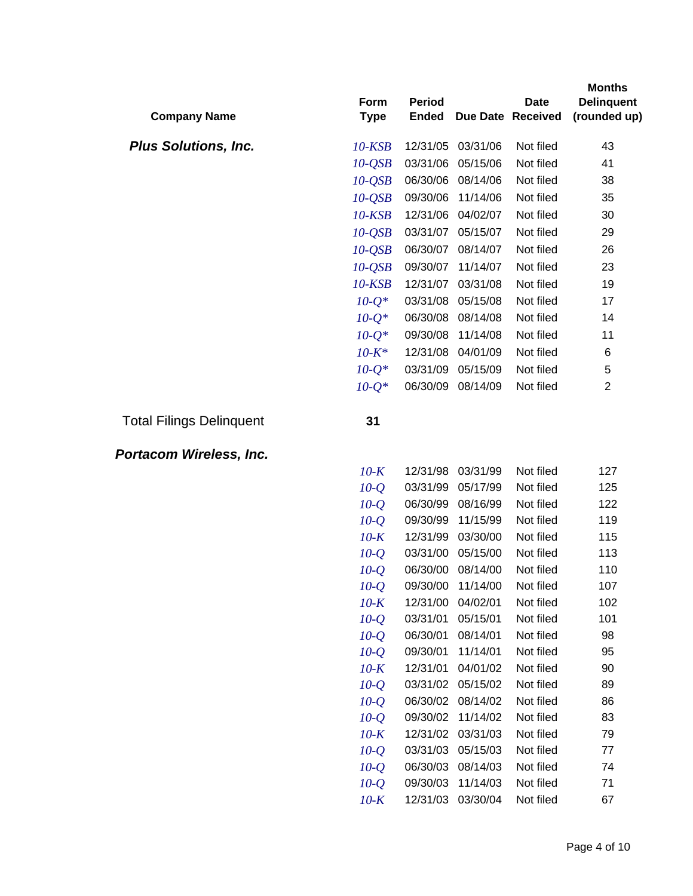| Company Name | Form Type | Period Ended | Due Date | Date Received | Months Delinquent (rounded up) |
|---|---|---|---|---|---|
| ***Plus Solutions, Inc.*** | *10-KSB* | 12/31/05 | 03/31/06 | Not filed | 43 |
| | *10-QSB* | 03/31/06 | 05/15/06 | Not filed | 41 |
| | *10-QSB* | 06/30/06 | 08/14/06 | Not filed | 38 |
| | *10-QSB* | 09/30/06 | 11/14/06 | Not filed | 35 |
| | *10-KSB* | 12/31/06 | 04/02/07 | Not filed | 30 |
| | *10-QSB* | 03/31/07 | 05/15/07 | Not filed | 29 |
| | *10-QSB* | 06/30/07 | 08/14/07 | Not filed | 26 |
| | *10-QSB* | 09/30/07 | 11/14/07 | Not filed | 23 |
| | *10-KSB* | 12/31/07 | 03/31/08 | Not filed | 19 |
| | *10-Q** | 03/31/08 | 05/15/08 | Not filed | 17 |
| | *10-Q** | 06/30/08 | 08/14/08 | Not filed | 14 |
| | *10-Q** | 09/30/08 | 11/14/08 | Not filed | 11 |
| | *10-K** | 12/31/08 | 04/01/09 | Not filed | 6 |
| | *10-Q** | 03/31/09 | 05/15/09 | Not filed | 5 |
| | *10-Q** | 06/30/09 | 08/14/09 | Not filed | 2 |
| Total Filings Delinquent | **31** | | | | |
| ***Portacom Wireless, Inc.*** | | | | | |
| | *10-K* | 12/31/98 | 03/31/99 | Not filed | 127 |
| | *10-Q* | 03/31/99 | 05/17/99 | Not filed | 125 |
| | *10-Q* | 06/30/99 | 08/16/99 | Not filed | 122 |
| | *10-Q* | 09/30/99 | 11/15/99 | Not filed | 119 |
| | *10-K* | 12/31/99 | 03/30/00 | Not filed | 115 |
| | *10-Q* | 03/31/00 | 05/15/00 | Not filed | 113 |
| | *10-Q* | 06/30/00 | 08/14/00 | Not filed | 110 |
| | *10-Q* | 09/30/00 | 11/14/00 | Not filed | 107 |
| | *10-K* | 12/31/00 | 04/02/01 | Not filed | 102 |
| | *10-Q* | 03/31/01 | 05/15/01 | Not filed | 101 |
| | *10-Q* | 06/30/01 | 08/14/01 | Not filed | 98 |
| | *10-Q* | 09/30/01 | 11/14/01 | Not filed | 95 |
| | *10-K* | 12/31/01 | 04/01/02 | Not filed | 90 |
| | *10-Q* | 03/31/02 | 05/15/02 | Not filed | 89 |
| | *10-Q* | 06/30/02 | 08/14/02 | Not filed | 86 |
| | *10-Q* | 09/30/02 | 11/14/02 | Not filed | 83 |
| | *10-K* | 12/31/02 | 03/31/03 | Not filed | 79 |
| | *10-Q* | 03/31/03 | 05/15/03 | Not filed | 77 |
| | *10-Q* | 06/30/03 | 08/14/03 | Not filed | 74 |
| | *10-Q* | 09/30/03 | 11/14/03 | Not filed | 71 |
| | *10-K* | 12/31/03 | 03/30/04 | Not filed | 67 |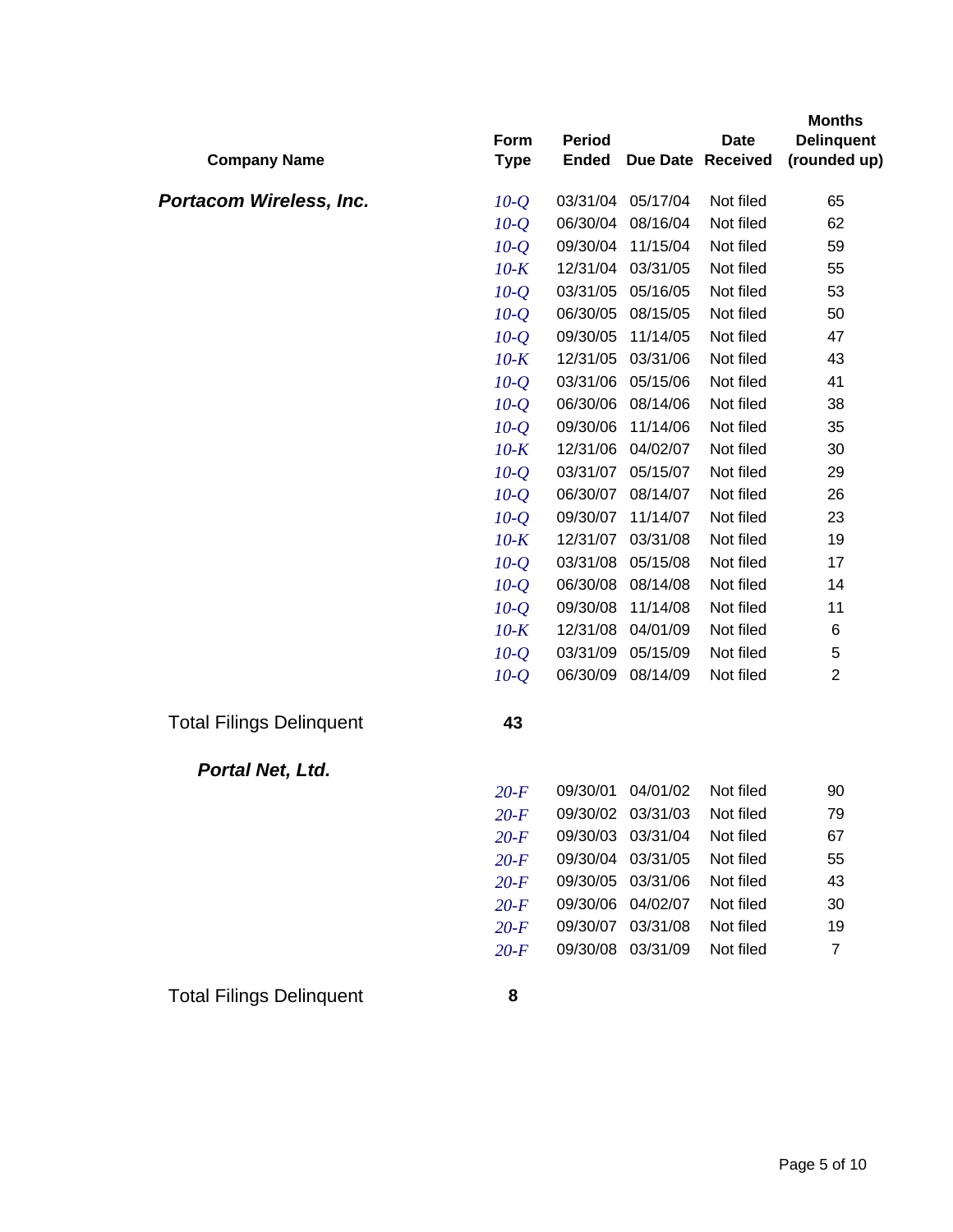| Company Name | Form Type | Period Ended | Due Date | Date Received | Months Delinquent (rounded up) |
|---|---|---|---|---|---|
| ***Portacom Wireless, Inc.*** | *10-Q* | 03/31/04 | 05/17/04 | Not filed | 65 |
| | *10-Q* | 06/30/04 | 08/16/04 | Not filed | 62 |
| | *10-Q* | 09/30/04 | 11/15/04 | Not filed | 59 |
| | *10-K* | 12/31/04 | 03/31/05 | Not filed | 55 |
| | *10-Q* | 03/31/05 | 05/16/05 | Not filed | 53 |
| | *10-Q* | 06/30/05 | 08/15/05 | Not filed | 50 |
| | *10-Q* | 09/30/05 | 11/14/05 | Not filed | 47 |
| | *10-K* | 12/31/05 | 03/31/06 | Not filed | 43 |
| | *10-Q* | 03/31/06 | 05/15/06 | Not filed | 41 |
| | *10-Q* | 06/30/06 | 08/14/06 | Not filed | 38 |
| | *10-Q* | 09/30/06 | 11/14/06 | Not filed | 35 |
| | *10-K* | 12/31/06 | 04/02/07 | Not filed | 30 |
| | *10-Q* | 03/31/07 | 05/15/07 | Not filed | 29 |
| | *10-Q* | 06/30/07 | 08/14/07 | Not filed | 26 |
| | *10-Q* | 09/30/07 | 11/14/07 | Not filed | 23 |
| | *10-K* | 12/31/07 | 03/31/08 | Not filed | 19 |
| | *10-Q* | 03/31/08 | 05/15/08 | Not filed | 17 |
| | *10-Q* | 06/30/08 | 08/14/08 | Not filed | 14 |
| | *10-Q* | 09/30/08 | 11/14/08 | Not filed | 11 |
| | *10-K* | 12/31/08 | 04/01/09 | Not filed | 6 |
| | *10-Q* | 03/31/09 | 05/15/09 | Not filed | 5 |
| | *10-Q* | 06/30/09 | 08/14/09 | Not filed | 2 |
| Total Filings Delinquent | **43** | | | | |
| ***Portal Net, Ltd.*** | | | | | |
| | *20-F* | 09/30/01 | 04/01/02 | Not filed | 90 |
| | *20-F* | 09/30/02 | 03/31/03 | Not filed | 79 |
| | *20-F* | 09/30/03 | 03/31/04 | Not filed | 67 |
| | *20-F* | 09/30/04 | 03/31/05 | Not filed | 55 |
| | *20-F* | 09/30/05 | 03/31/06 | Not filed | 43 |
| | *20-F* | 09/30/06 | 04/02/07 | Not filed | 30 |
| | *20-F* | 09/30/07 | 03/31/08 | Not filed | 19 |
| | *20-F* | 09/30/08 | 03/31/09 | Not filed | 7 |
| Total Filings Delinquent | **8** | | | | |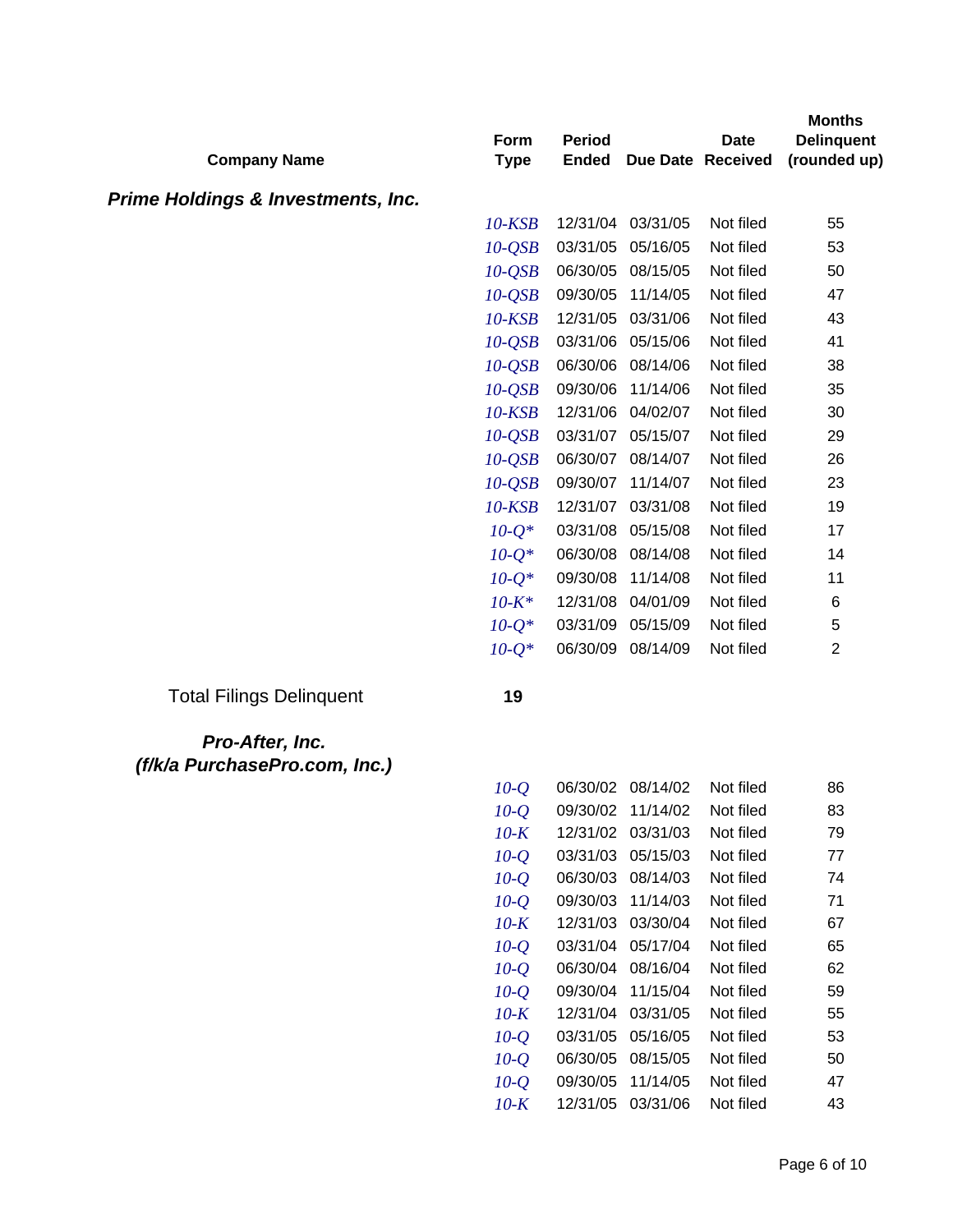| Company Name | Form Type | Period Ended | Due Date | Date Received | Months Delinquent (rounded up) |
|---|---|---|---|---|---|
| ***Prime Holdings & Investments, Inc.*** | | | | | |
| | *10-KSB* | 12/31/04 | 03/31/05 | Not filed | 55 |
| | *10-QSB* | 03/31/05 | 05/16/05 | Not filed | 53 |
| | *10-QSB* | 06/30/05 | 08/15/05 | Not filed | 50 |
| | *10-QSB* | 09/30/05 | 11/14/05 | Not filed | 47 |
| | *10-KSB* | 12/31/05 | 03/31/06 | Not filed | 43 |
| | *10-QSB* | 03/31/06 | 05/15/06 | Not filed | 41 |
| | *10-QSB* | 06/30/06 | 08/14/06 | Not filed | 38 |
| | *10-QSB* | 09/30/06 | 11/14/06 | Not filed | 35 |
| | *10-KSB* | 12/31/06 | 04/02/07 | Not filed | 30 |
| | *10-QSB* | 03/31/07 | 05/15/07 | Not filed | 29 |
| | *10-QSB* | 06/30/07 | 08/14/07 | Not filed | 26 |
| | *10-QSB* | 09/30/07 | 11/14/07 | Not filed | 23 |
| | *10-KSB* | 12/31/07 | 03/31/08 | Not filed | 19 |
| | *10-Q** | 03/31/08 | 05/15/08 | Not filed | 17 |
| | *10-Q** | 06/30/08 | 08/14/08 | Not filed | 14 |
| | *10-Q** | 09/30/08 | 11/14/08 | Not filed | 11 |
| | *10-K** | 12/31/08 | 04/01/09 | Not filed | 6 |
| | *10-Q** | 03/31/09 | 05/15/09 | Not filed | 5 |
| | *10-Q** | 06/30/09 | 08/14/09 | Not filed | 2 |
| Total Filings Delinquent | **19** | | | | |
| ***Pro-After, Inc. (f/k/a PurchasePro.com, Inc.)*** | | | | | |
| | *10-Q* | 06/30/02 | 08/14/02 | Not filed | 86 |
| | *10-Q* | 09/30/02 | 11/14/02 | Not filed | 83 |
| | *10-K* | 12/31/02 | 03/31/03 | Not filed | 79 |
| | *10-Q* | 03/31/03 | 05/15/03 | Not filed | 77 |
| | *10-Q* | 06/30/03 | 08/14/03 | Not filed | 74 |
| | *10-Q* | 09/30/03 | 11/14/03 | Not filed | 71 |
| | *10-K* | 12/31/03 | 03/30/04 | Not filed | 67 |
| | *10-Q* | 03/31/04 | 05/17/04 | Not filed | 65 |
| | *10-Q* | 06/30/04 | 08/16/04 | Not filed | 62 |
| | *10-Q* | 09/30/04 | 11/15/04 | Not filed | 59 |
| | *10-K* | 12/31/04 | 03/31/05 | Not filed | 55 |
| | *10-Q* | 03/31/05 | 05/16/05 | Not filed | 53 |
| | *10-Q* | 06/30/05 | 08/15/05 | Not filed | 50 |
| | *10-Q* | 09/30/05 | 11/14/05 | Not filed | 47 |
| | *10-K* | 12/31/05 | 03/31/06 | Not filed | 43 |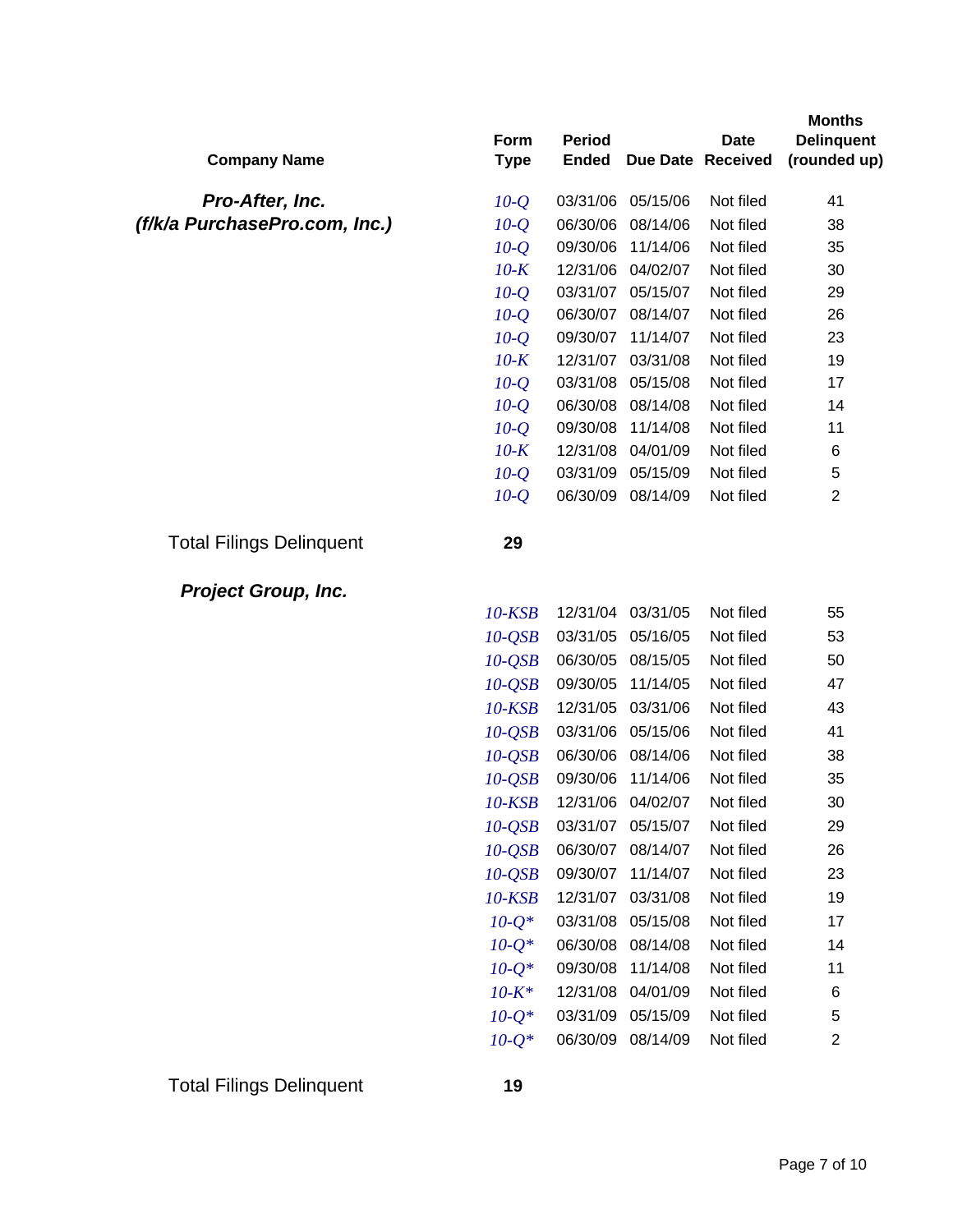| Company Name | Form Type | Period Ended | Due Date | Date Received | Months Delinquent (rounded up) |
|---|---|---|---|---|---|
| ***Pro-After, Inc. (f/k/a PurchasePro.com, Inc.)*** | *10-Q* | 03/31/06 | 05/15/06 | Not filed | 41 |
| | *10-Q* | 06/30/06 | 08/14/06 | Not filed | 38 |
| | *10-Q* | 09/30/06 | 11/14/06 | Not filed | 35 |
| | *10-K* | 12/31/06 | 04/02/07 | Not filed | 30 |
| | *10-Q* | 03/31/07 | 05/15/07 | Not filed | 29 |
| | *10-Q* | 06/30/07 | 08/14/07 | Not filed | 26 |
| | *10-Q* | 09/30/07 | 11/14/07 | Not filed | 23 |
| | *10-K* | 12/31/07 | 03/31/08 | Not filed | 19 |
| | *10-Q* | 03/31/08 | 05/15/08 | Not filed | 17 |
| | *10-Q* | 06/30/08 | 08/14/08 | Not filed | 14 |
| | *10-Q* | 09/30/08 | 11/14/08 | Not filed | 11 |
| | *10-K* | 12/31/08 | 04/01/09 | Not filed | 6 |
| | *10-Q* | 03/31/09 | 05/15/09 | Not filed | 5 |
| | *10-Q* | 06/30/09 | 08/14/09 | Not filed | 2 |
| Total Filings Delinquent | **29** | | | | |
| ***Project Group, Inc.*** | | | | | |
| | *10-KSB* | 12/31/04 | 03/31/05 | Not filed | 55 |
| | *10-QSB* | 03/31/05 | 05/16/05 | Not filed | 53 |
| | *10-QSB* | 06/30/05 | 08/15/05 | Not filed | 50 |
| | *10-QSB* | 09/30/05 | 11/14/05 | Not filed | 47 |
| | *10-KSB* | 12/31/05 | 03/31/06 | Not filed | 43 |
| | *10-QSB* | 03/31/06 | 05/15/06 | Not filed | 41 |
| | *10-QSB* | 06/30/06 | 08/14/06 | Not filed | 38 |
| | *10-QSB* | 09/30/06 | 11/14/06 | Not filed | 35 |
| | *10-KSB* | 12/31/06 | 04/02/07 | Not filed | 30 |
| | *10-QSB* | 03/31/07 | 05/15/07 | Not filed | 29 |
| | *10-QSB* | 06/30/07 | 08/14/07 | Not filed | 26 |
| | *10-QSB* | 09/30/07 | 11/14/07 | Not filed | 23 |
| | *10-KSB* | 12/31/07 | 03/31/08 | Not filed | 19 |
| | *10-Q** | 03/31/08 | 05/15/08 | Not filed | 17 |
| | *10-Q** | 06/30/08 | 08/14/08 | Not filed | 14 |
| | *10-Q** | 09/30/08 | 11/14/08 | Not filed | 11 |
| | *10-K** | 12/31/08 | 04/01/09 | Not filed | 6 |
| | *10-Q** | 03/31/09 | 05/15/09 | Not filed | 5 |
| | *10-Q** | 06/30/09 | 08/14/09 | Not filed | 2 |
| Total Filings Delinquent | **19** | | | | |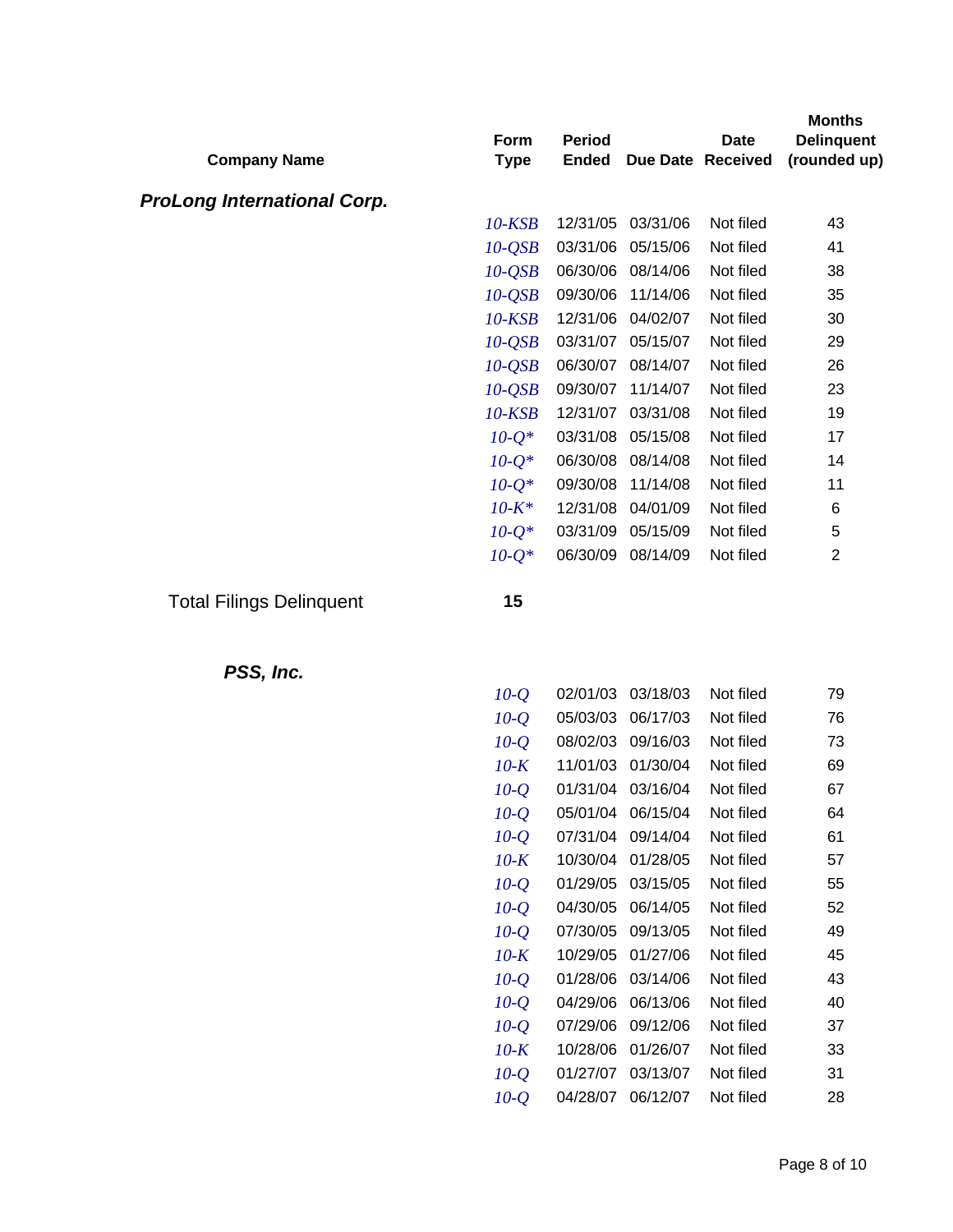| Company Name | Form Type | Period Ended | Due Date | Date Received | Months Delinquent (rounded up) |
|---|---|---|---|---|---|
| ***ProLong International Corp.*** | | | | | |
| | *10-KSB* | 12/31/05 | 03/31/06 | Not filed | 43 |
| | *10-QSB* | 03/31/06 | 05/15/06 | Not filed | 41 |
| | *10-QSB* | 06/30/06 | 08/14/06 | Not filed | 38 |
| | *10-QSB* | 09/30/06 | 11/14/06 | Not filed | 35 |
| | *10-KSB* | 12/31/06 | 04/02/07 | Not filed | 30 |
| | *10-QSB* | 03/31/07 | 05/15/07 | Not filed | 29 |
| | *10-QSB* | 06/30/07 | 08/14/07 | Not filed | 26 |
| | *10-QSB* | 09/30/07 | 11/14/07 | Not filed | 23 |
| | *10-KSB* | 12/31/07 | 03/31/08 | Not filed | 19 |
| | *10-Q** | 03/31/08 | 05/15/08 | Not filed | 17 |
| | *10-Q** | 06/30/08 | 08/14/08 | Not filed | 14 |
| | *10-Q** | 09/30/08 | 11/14/08 | Not filed | 11 |
| | *10-K** | 12/31/08 | 04/01/09 | Not filed | 6 |
| | *10-Q** | 03/31/09 | 05/15/09 | Not filed | 5 |
| | *10-Q** | 06/30/09 | 08/14/09 | Not filed | 2 |
| Total Filings Delinquent | **15** | | | | |
| ***PSS, Inc.*** | | | | | |
| | *10-Q* | 02/01/03 | 03/18/03 | Not filed | 79 |
| | *10-Q* | 05/03/03 | 06/17/03 | Not filed | 76 |
| | *10-Q* | 08/02/03 | 09/16/03 | Not filed | 73 |
| | *10-K* | 11/01/03 | 01/30/04 | Not filed | 69 |
| | *10-Q* | 01/31/04 | 03/16/04 | Not filed | 67 |
| | *10-Q* | 05/01/04 | 06/15/04 | Not filed | 64 |
| | *10-Q* | 07/31/04 | 09/14/04 | Not filed | 61 |
| | *10-K* | 10/30/04 | 01/28/05 | Not filed | 57 |
| | *10-Q* | 01/29/05 | 03/15/05 | Not filed | 55 |
| | *10-Q* | 04/30/05 | 06/14/05 | Not filed | 52 |
| | *10-Q* | 07/30/05 | 09/13/05 | Not filed | 49 |
| | *10-K* | 10/29/05 | 01/27/06 | Not filed | 45 |
| | *10-Q* | 01/28/06 | 03/14/06 | Not filed | 43 |
| | *10-Q* | 04/29/06 | 06/13/06 | Not filed | 40 |
| | *10-Q* | 07/29/06 | 09/12/06 | Not filed | 37 |
| | *10-K* | 10/28/06 | 01/26/07 | Not filed | 33 |
| | *10-Q* | 01/27/07 | 03/13/07 | Not filed | 31 |
| | *10-Q* | 04/28/07 | 06/12/07 | Not filed | 28 |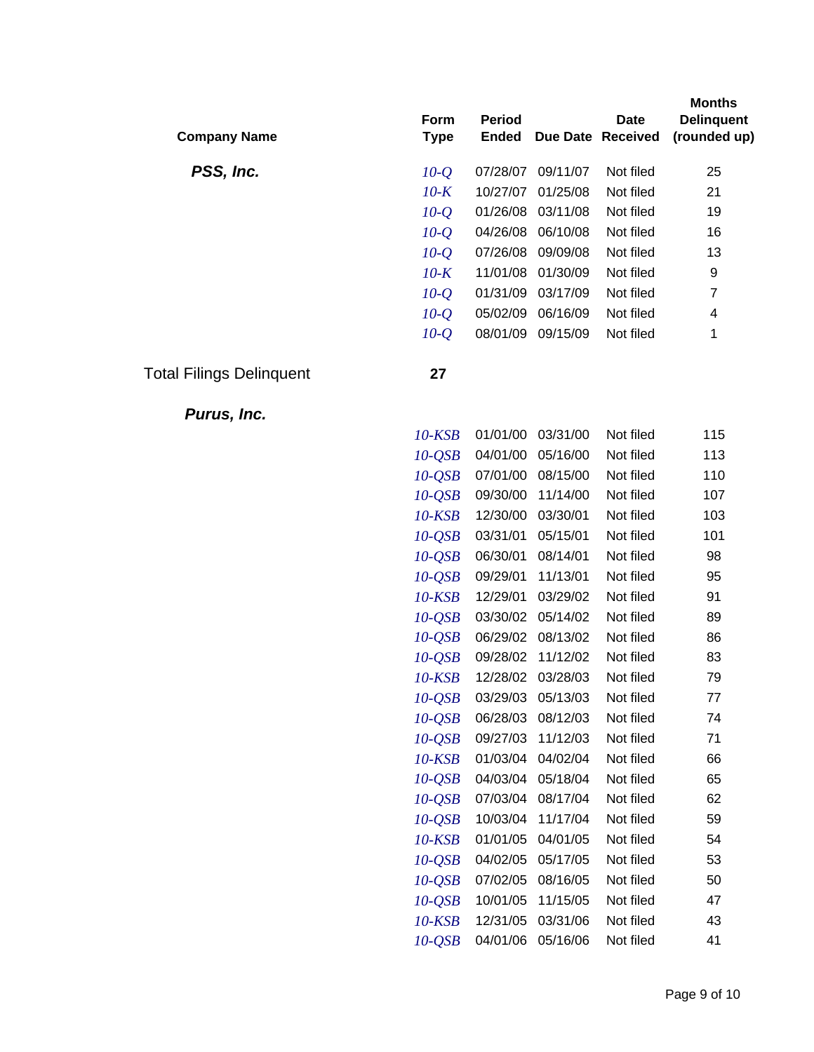| Company Name | Form Type | Period Ended | Due Date | Date Received | Months Delinquent (rounded up) |
|---|---|---|---|---|---|
| ***PSS, Inc.*** | *10-Q* | 07/28/07 | 09/11/07 | Not filed | 25 |
| | *10-K* | 10/27/07 | 01/25/08 | Not filed | 21 |
| | *10-Q* | 01/26/08 | 03/11/08 | Not filed | 19 |
| | *10-Q* | 04/26/08 | 06/10/08 | Not filed | 16 |
| | *10-Q* | 07/26/08 | 09/09/08 | Not filed | 13 |
| | *10-K* | 11/01/08 | 01/30/09 | Not filed | 9 |
| | *10-Q* | 01/31/09 | 03/17/09 | Not filed | 7 |
| | *10-Q* | 05/02/09 | 06/16/09 | Not filed | 4 |
| | *10-Q* | 08/01/09 | 09/15/09 | Not filed | 1 |
| Total Filings Delinquent | **27** | | | | |
| ***Purus, Inc.*** | | | | | |
| | *10-KSB* | 01/01/00 | 03/31/00 | Not filed | 115 |
| | *10-QSB* | 04/01/00 | 05/16/00 | Not filed | 113 |
| | *10-QSB* | 07/01/00 | 08/15/00 | Not filed | 110 |
| | *10-QSB* | 09/30/00 | 11/14/00 | Not filed | 107 |
| | *10-KSB* | 12/30/00 | 03/30/01 | Not filed | 103 |
| | *10-QSB* | 03/31/01 | 05/15/01 | Not filed | 101 |
| | *10-QSB* | 06/30/01 | 08/14/01 | Not filed | 98 |
| | *10-QSB* | 09/29/01 | 11/13/01 | Not filed | 95 |
| | *10-KSB* | 12/29/01 | 03/29/02 | Not filed | 91 |
| | *10-QSB* | 03/30/02 | 05/14/02 | Not filed | 89 |
| | *10-QSB* | 06/29/02 | 08/13/02 | Not filed | 86 |
| | *10-QSB* | 09/28/02 | 11/12/02 | Not filed | 83 |
| | *10-KSB* | 12/28/02 | 03/28/03 | Not filed | 79 |
| | *10-QSB* | 03/29/03 | 05/13/03 | Not filed | 77 |
| | *10-QSB* | 06/28/03 | 08/12/03 | Not filed | 74 |
| | *10-QSB* | 09/27/03 | 11/12/03 | Not filed | 71 |
| | *10-KSB* | 01/03/04 | 04/02/04 | Not filed | 66 |
| | *10-QSB* | 04/03/04 | 05/18/04 | Not filed | 65 |
| | *10-QSB* | 07/03/04 | 08/17/04 | Not filed | 62 |
| | *10-QSB* | 10/03/04 | 11/17/04 | Not filed | 59 |
| | *10-KSB* | 01/01/05 | 04/01/05 | Not filed | 54 |
| | *10-QSB* | 04/02/05 | 05/17/05 | Not filed | 53 |
| | *10-QSB* | 07/02/05 | 08/16/05 | Not filed | 50 |
| | *10-QSB* | 10/01/05 | 11/15/05 | Not filed | 47 |
| | *10-KSB* | 12/31/05 | 03/31/06 | Not filed | 43 |
| | *10-QSB* | 04/01/06 | 05/16/06 | Not filed | 41 |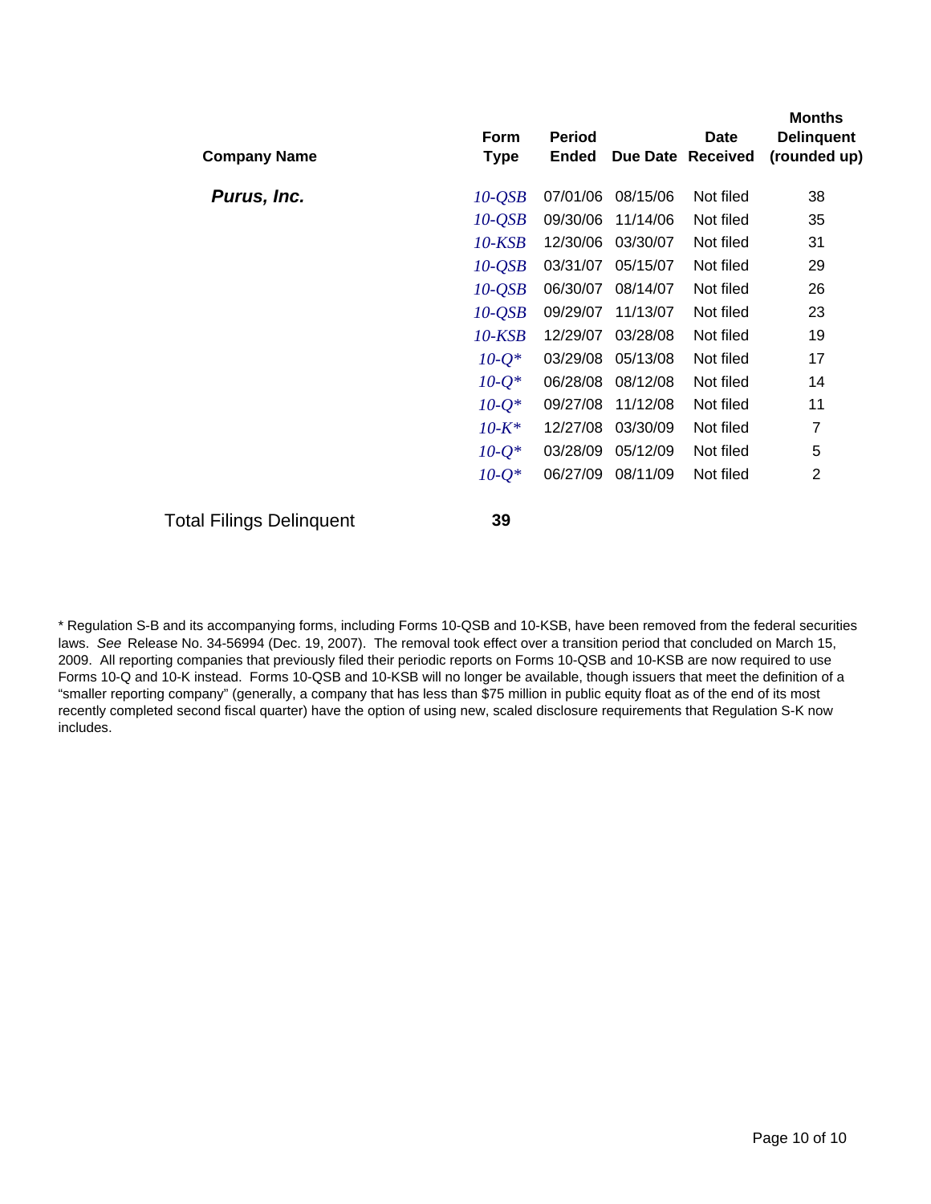| Company Name | Form Type | Period Ended | Due Date | Date Received | Months Delinquent (rounded up) |
|---|---|---|---|---|---|
| ***Purus, Inc.*** | *10-QSB* | 07/01/06 | 08/15/06 | Not filed | 38 |
| | *10-QSB* | 09/30/06 | 11/14/06 | Not filed | 35 |
| | *10-KSB* | 12/30/06 | 03/30/07 | Not filed | 31 |
| | *10-QSB* | 03/31/07 | 05/15/07 | Not filed | 29 |
| | *10-QSB* | 06/30/07 | 08/14/07 | Not filed | 26 |
| | *10-QSB* | 09/29/07 | 11/13/07 | Not filed | 23 |
| | *10-KSB* | 12/29/07 | 03/28/08 | Not filed | 19 |
| | *10-Q** | 03/29/08 | 05/13/08 | Not filed | 17 |
| | *10-Q** | 06/28/08 | 08/12/08 | Not filed | 14 |
| | *10-Q** | 09/27/08 | 11/12/08 | Not filed | 11 |
| | *10-K** | 12/27/08 | 03/30/09 | Not filed | 7 |
| | *10-Q** | 03/28/09 | 05/12/09 | Not filed | 5 |
| | *10-Q** | 06/27/09 | 08/11/09 | Not filed | 2 |
| Total Filings Delinquent | **39** | | | | |

* Regulation S-B and its accompanying forms, including Forms 10-QSB and 10-KSB, have been removed from the federal securities laws. *See* Release No. 34-56994 (Dec. 19, 2007). The removal took effect over a transition period that concluded on March 15, 2009. All reporting companies that previously filed their periodic reports on Forms 10-QSB and 10-KSB are now required to use Forms 10-Q and 10-K instead. Forms 10-QSB and 10-KSB will no longer be available, though issuers that meet the definition of a "smaller reporting company" (generally, a company that has less than $75 million in public equity float as of the end of its most recently completed second fiscal quarter) have the option of using new, scaled disclosure requirements that Regulation S-K now includes.